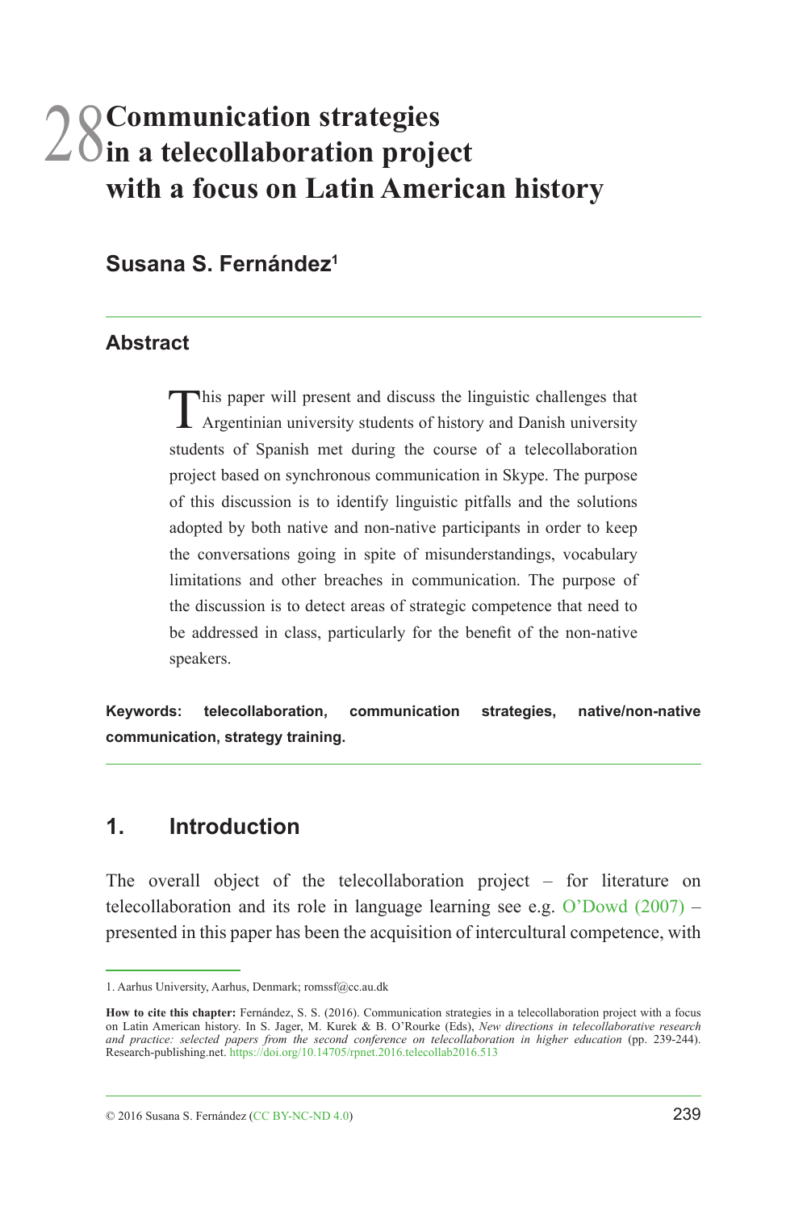# 28 Communication strategies in a telecollaboration project with a focus on Latin American history

## Susana S. Fernández[1]

### Abstract

This paper will present and discuss the linguistic challenges that Argentinian university students of history and Danish university students of Spanish met during the course of a telecollaboration project based on synchronous communication in Skype. The purpose of this discussion is to identify linguistic pitfalls and the solutions adopted by both native and non-native participants in order to keep the conversations going in spite of misunderstandings, vocabulary limitations and other breaches in communication. The purpose of the discussion is to detect areas of strategic competence that need to be addressed in class, particularly for the benefit of the non-native speakers.

**Keywords: telecollaboration, communication strategies, native/non-native communication, strategy training.**

## 1. Introduction

The overall object of the telecollaboration project – for literature on telecollaboration and its role in language learning see e.g. O'Dowd (2007) – presented in this paper has been the acquisition of intercultural competence, with

---

1. Aarhus University, Aarhus, Denmark; romssf@cc.au.dk

**How to cite this chapter:** Fernández, S. S. (2016). Communication strategies in a telecollaboration project with a focus on Latin American history. In S. Jager, M. Kurek & B. O'Rourke (Eds), *New directions in telecollaborative research and practice: selected papers from the second conference on telecollaboration in higher education* (pp. 239-244). Research-publishing.net. https://doi.org/10.14705/rpnet.2016.telecollab2016.513

© 2016 Susana S. Fernández (CC BY-NC-ND 4.0)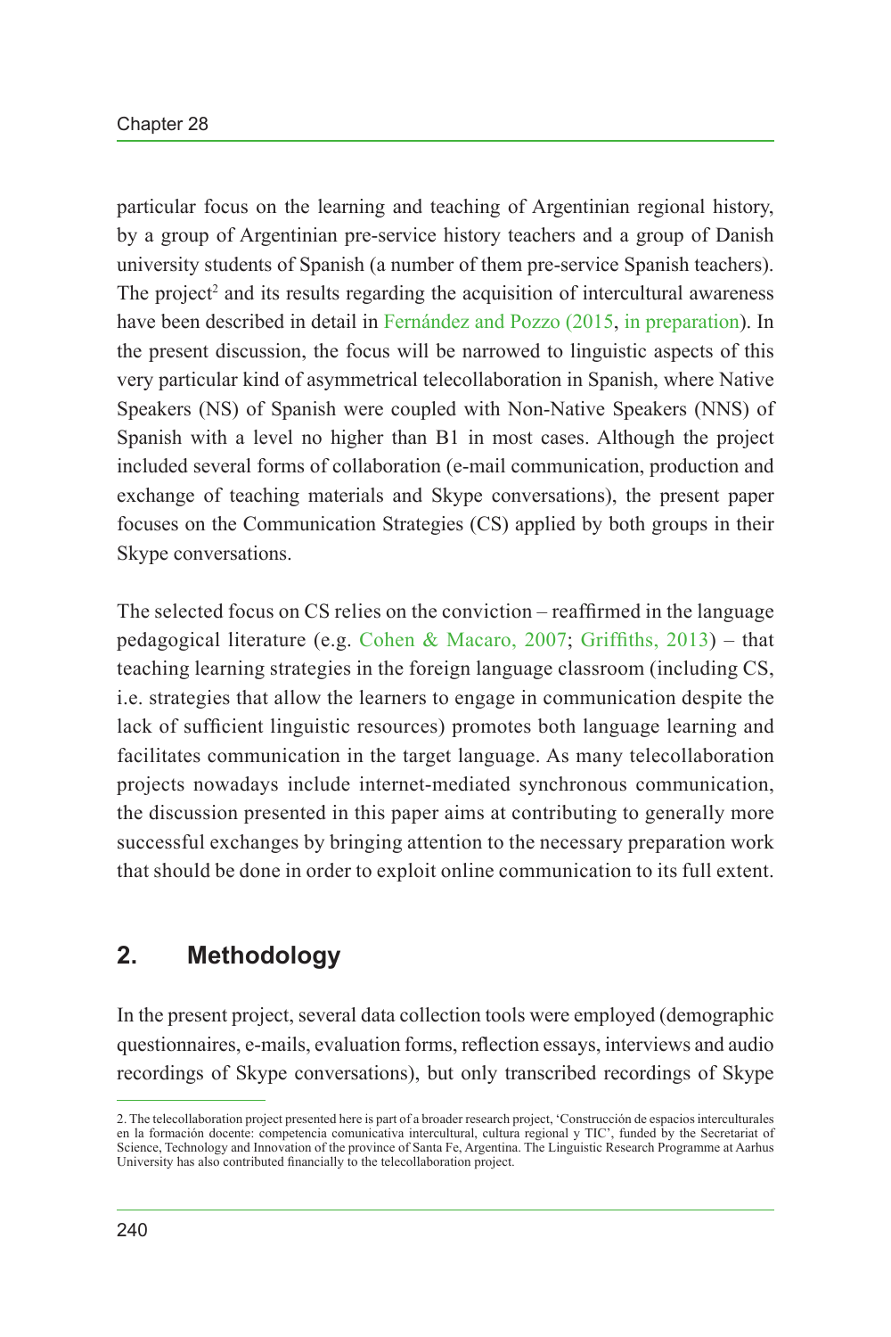particular focus on the learning and teaching of Argentinian regional history, by a group of Argentinian pre-service history teachers and a group of Danish university students of Spanish (a number of them pre-service Spanish teachers). The project[2] and its results regarding the acquisition of intercultural awareness have been described in detail in Fernández and Pozzo (2015, in preparation). In the present discussion, the focus will be narrowed to linguistic aspects of this very particular kind of asymmetrical telecollaboration in Spanish, where Native Speakers (NS) of Spanish were coupled with Non-Native Speakers (NNS) of Spanish with a level no higher than B1 in most cases. Although the project included several forms of collaboration (e-mail communication, production and exchange of teaching materials and Skype conversations), the present paper focuses on the Communication Strategies (CS) applied by both groups in their Skype conversations.

The selected focus on CS relies on the conviction – reaffirmed in the language pedagogical literature (e.g. Cohen & Macaro, 2007; Griffiths, 2013) – that teaching learning strategies in the foreign language classroom (including CS, i.e. strategies that allow the learners to engage in communication despite the lack of sufficient linguistic resources) promotes both language learning and facilitates communication in the target language. As many telecollaboration projects nowadays include internet-mediated synchronous communication, the discussion presented in this paper aims at contributing to generally more successful exchanges by bringing attention to the necessary preparation work that should be done in order to exploit online communication to its full extent.

## 2. Methodology

In the present project, several data collection tools were employed (demographic questionnaires, e-mails, evaluation forms, reflection essays, interviews and audio recordings of Skype conversations), but only transcribed recordings of Skype

2. The telecollaboration project presented here is part of a broader research project, 'Construcción de espacios interculturales en la formación docente: competencia comunicativa intercultural, cultura regional y TIC', funded by the Secretariat of Science, Technology and Innovation of the province of Santa Fe, Argentina. The Linguistic Research Programme at Aarhus University has also contributed financially to the telecollaboration project.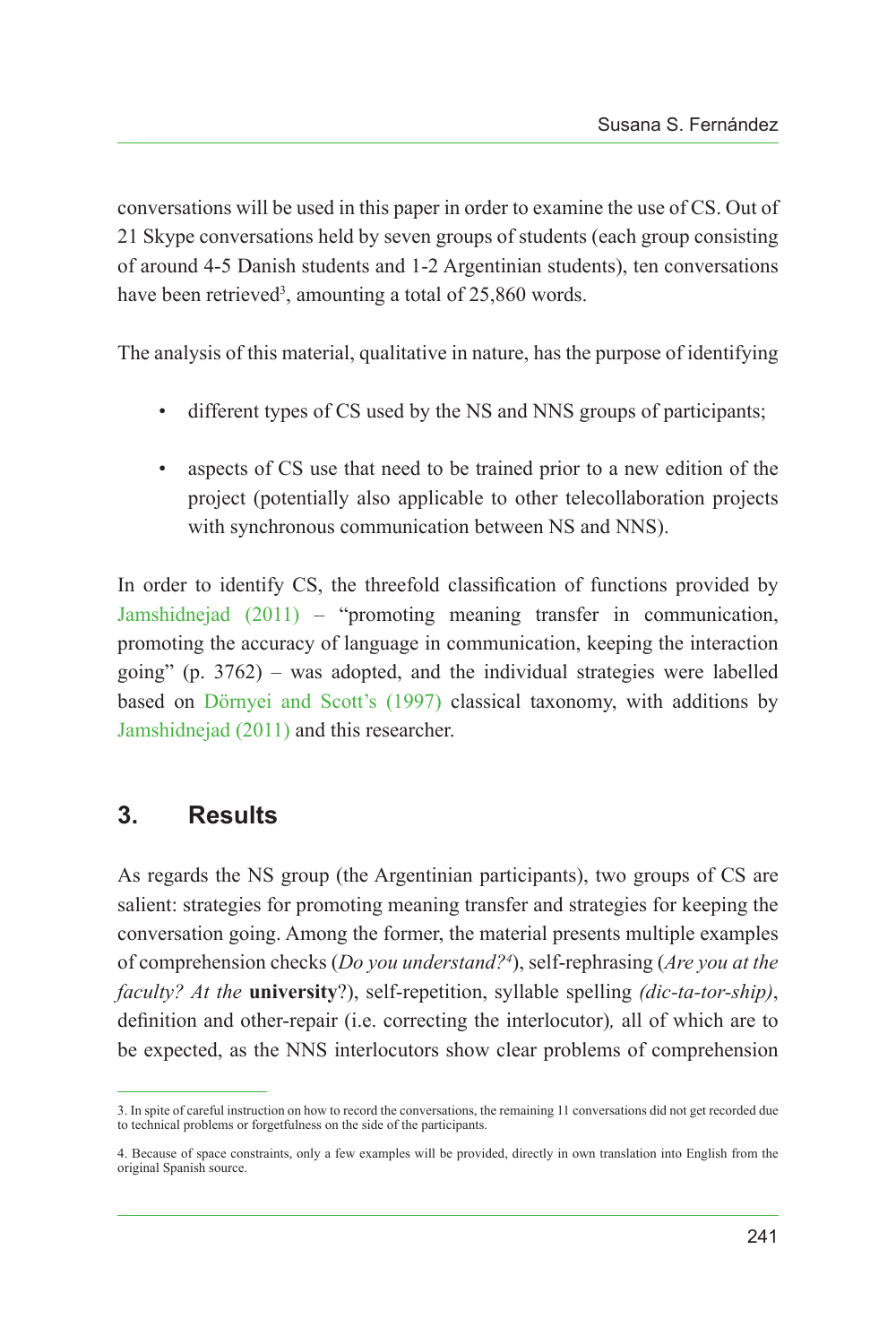conversations will be used in this paper in order to examine the use of CS. Out of 21 Skype conversations held by seven groups of students (each group consisting of around 4-5 Danish students and 1-2 Argentinian students), ten conversations have been retrieved[3], amounting a total of 25,860 words.

The analysis of this material, qualitative in nature, has the purpose of identifying

- different types of CS used by the NS and NNS groups of participants;
- aspects of CS use that need to be trained prior to a new edition of the project (potentially also applicable to other telecollaboration projects with synchronous communication between NS and NNS).

In order to identify CS, the threefold classification of functions provided by Jamshidnejad (2011) – "promoting meaning transfer in communication, promoting the accuracy of language in communication, keeping the interaction going" (p. 3762) – was adopted, and the individual strategies were labelled based on Dörnyei and Scott's (1997) classical taxonomy, with additions by Jamshidnejad (2011) and this researcher.

## 3. Results

As regards the NS group (the Argentinian participants), two groups of CS are salient: strategies for promoting meaning transfer and strategies for keeping the conversation going. Among the former, the material presents multiple examples of comprehension checks (*Do you understand?*[4]), self-rephrasing (*Are you at the faculty? At the* **university**?), self-repetition, syllable spelling *(dic-ta-tor-ship)*, definition and other-repair (i.e. correcting the interlocutor)*,* all of which are to be expected, as the NNS interlocutors show clear problems of comprehension

3. In spite of careful instruction on how to record the conversations, the remaining 11 conversations did not get recorded due to technical problems or forgetfulness on the side of the participants.

4. Because of space constraints, only a few examples will be provided, directly in own translation into English from the original Spanish source.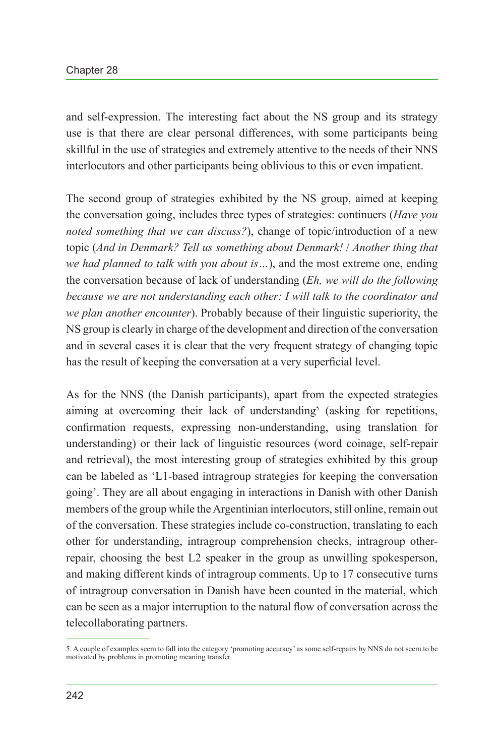and self-expression. The interesting fact about the NS group and its strategy use is that there are clear personal differences, with some participants being skillful in the use of strategies and extremely attentive to the needs of their NNS interlocutors and other participants being oblivious to this or even impatient.

The second group of strategies exhibited by the NS group, aimed at keeping the conversation going, includes three types of strategies: continuers (*Have you noted something that we can discuss?*), change of topic/introduction of a new topic (*And in Denmark? Tell us something about Denmark!* / *Another thing that we had planned to talk with you about is…*), and the most extreme one, ending the conversation because of lack of understanding (*Eh, we will do the following because we are not understanding each other: I will talk to the coordinator and we plan another encounter*). Probably because of their linguistic superiority, the NS group is clearly in charge of the development and direction of the conversation and in several cases it is clear that the very frequent strategy of changing topic has the result of keeping the conversation at a very superficial level.

As for the NNS (the Danish participants), apart from the expected strategies aiming at overcoming their lack of understanding[5] (asking for repetitions, confirmation requests, expressing non-understanding, using translation for understanding) or their lack of linguistic resources (word coinage, self-repair and retrieval), the most interesting group of strategies exhibited by this group can be labeled as 'L1-based intragroup strategies for keeping the conversation going'. They are all about engaging in interactions in Danish with other Danish members of the group while the Argentinian interlocutors, still online, remain out of the conversation. These strategies include co-construction, translating to each other for understanding, intragroup comprehension checks, intragroup other-repair, choosing the best L2 speaker in the group as unwilling spokesperson, and making different kinds of intragroup comments. Up to 17 consecutive turns of intragroup conversation in Danish have been counted in the material, which can be seen as a major interruption to the natural flow of conversation across the telecollaborating partners.

5. A couple of examples seem to fall into the category 'promoting accuracy' as some self-repairs by NNS do not seem to be motivated by problems in promoting meaning transfer.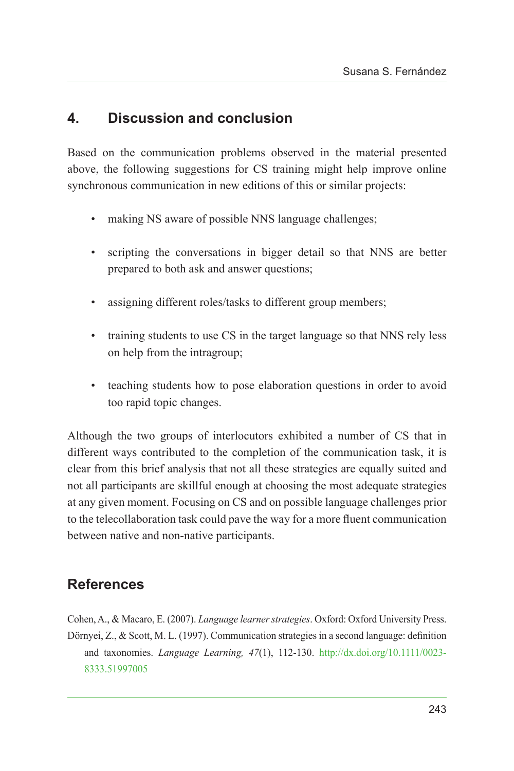## 4. Discussion and conclusion

Based on the communication problems observed in the material presented above, the following suggestions for CS training might help improve online synchronous communication in new editions of this or similar projects:

- making NS aware of possible NNS language challenges;
- scripting the conversations in bigger detail so that NNS are better prepared to both ask and answer questions;
- assigning different roles/tasks to different group members;
- training students to use CS in the target language so that NNS rely less on help from the intragroup;
- teaching students how to pose elaboration questions in order to avoid too rapid topic changes.

Although the two groups of interlocutors exhibited a number of CS that in different ways contributed to the completion of the communication task, it is clear from this brief analysis that not all these strategies are equally suited and not all participants are skillful enough at choosing the most adequate strategies at any given moment. Focusing on CS and on possible language challenges prior to the telecollaboration task could pave the way for a more fluent communication between native and non-native participants.

## References

Cohen, A., & Macaro, E. (2007). *Language learner strategies*. Oxford: Oxford University Press.

Dörnyei, Z., & Scott, M. L. (1997). Communication strategies in a second language: definition and taxonomies. *Language Learning, 47*(1), 112-130. http://dx.doi.org/10.1111/0023-8333.51997005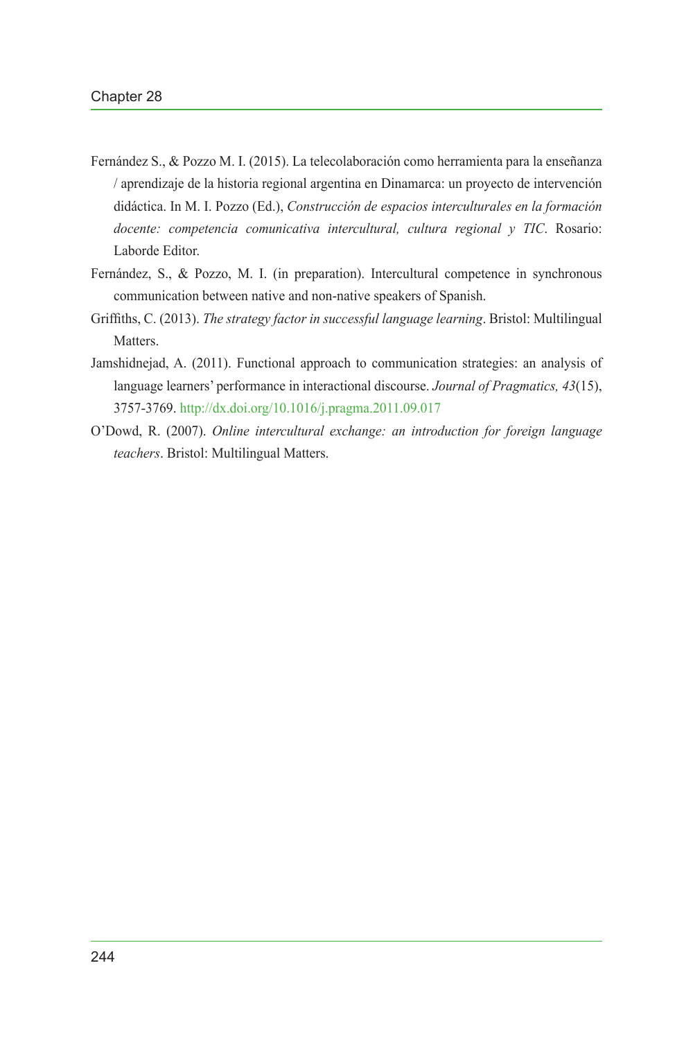Fernández S., & Pozzo M. I. (2015). La telecolaboración como herramienta para la enseñanza / aprendizaje de la historia regional argentina en Dinamarca: un proyecto de intervención didáctica. In M. I. Pozzo (Ed.), *Construcción de espacios interculturales en la formación docente: competencia comunicativa intercultural, cultura regional y TIC*. Rosario: Laborde Editor.

Fernández, S., & Pozzo, M. I. (in preparation). Intercultural competence in synchronous communication between native and non-native speakers of Spanish.

Griffiths, C. (2013). *The strategy factor in successful language learning*. Bristol: Multilingual Matters.

Jamshidnejad, A. (2011). Functional approach to communication strategies: an analysis of language learners' performance in interactional discourse. *Journal of Pragmatics, 43*(15), 3757-3769. http://dx.doi.org/10.1016/j.pragma.2011.09.017

O'Dowd, R. (2007). *Online intercultural exchange: an introduction for foreign language teachers*. Bristol: Multilingual Matters.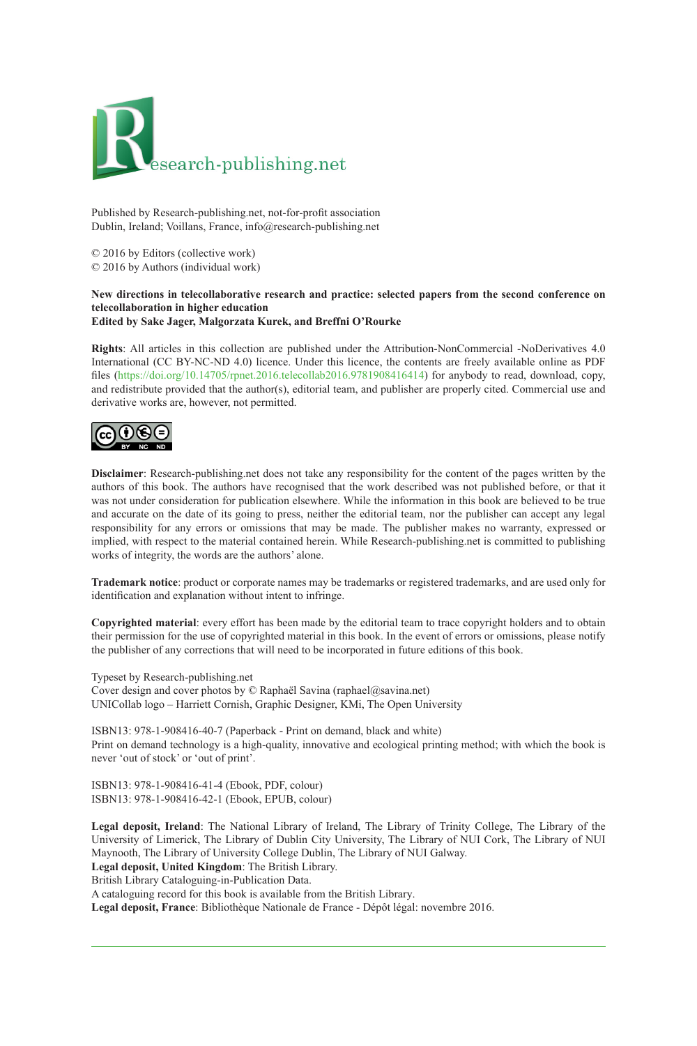Published by Research-publishing.net, not-for-profit association
Dublin, Ireland; Voillans, France, info@research-publishing.net

© 2016 by Editors (collective work)
© 2016 by Authors (individual work)

**New directions in telecollaborative research and practice: selected papers from the second conference on telecollaboration in higher education**
**Edited by Sake Jager, Malgorzata Kurek, and Breffni O'Rourke**

**Rights**: All articles in this collection are published under the Attribution-NonCommercial -NoDerivatives 4.0 International (CC BY-NC-ND 4.0) licence. Under this licence, the contents are freely available online as PDF files (https://doi.org/10.14705/rpnet.2016.telecollab2016.9781908416414) for anybody to read, download, copy, and redistribute provided that the author(s), editorial team, and publisher are properly cited. Commercial use and derivative works are, however, not permitted.

**Disclaimer**: Research-publishing.net does not take any responsibility for the content of the pages written by the authors of this book. The authors have recognised that the work described was not published before, or that it was not under consideration for publication elsewhere. While the information in this book are believed to be true and accurate on the date of its going to press, neither the editorial team, nor the publisher can accept any legal responsibility for any errors or omissions that may be made. The publisher makes no warranty, expressed or implied, with respect to the material contained herein. While Research-publishing.net is committed to publishing works of integrity, the words are the authors' alone.

**Trademark notice**: product or corporate names may be trademarks or registered trademarks, and are used only for identification and explanation without intent to infringe.

**Copyrighted material**: every effort has been made by the editorial team to trace copyright holders and to obtain their permission for the use of copyrighted material in this book. In the event of errors or omissions, please notify the publisher of any corrections that will need to be incorporated in future editions of this book.

Typeset by Research-publishing.net
Cover design and cover photos by © Raphaël Savina (raphael@savina.net)
UNICollab logo – Harriett Cornish, Graphic Designer, KMi, The Open University

ISBN13: 978-1-908416-40-7 (Paperback - Print on demand, black and white)
Print on demand technology is a high-quality, innovative and ecological printing method; with which the book is never 'out of stock' or 'out of print'.

ISBN13: 978-1-908416-41-4 (Ebook, PDF, colour)
ISBN13: 978-1-908416-42-1 (Ebook, EPUB, colour)

**Legal deposit, Ireland**: The National Library of Ireland, The Library of Trinity College, The Library of the University of Limerick, The Library of Dublin City University, The Library of NUI Cork, The Library of NUI Maynooth, The Library of University College Dublin, The Library of NUI Galway.
**Legal deposit, United Kingdom**: The British Library.
British Library Cataloguing-in-Publication Data.
A cataloguing record for this book is available from the British Library.
**Legal deposit, France**: Bibliothèque Nationale de France - Dépôt légal: novembre 2016.